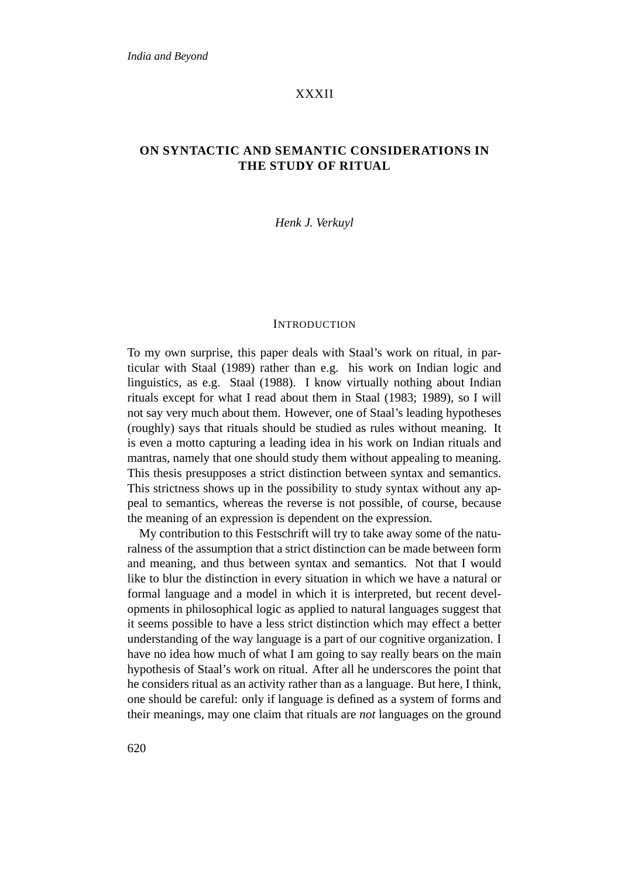XXXII

# ON SYNTACTIC AND SEMANTIC CONSIDERATIONS IN THE STUDY OF RITUAL

*Henk J. Verkuyl*

## INTRODUCTION

To my own surprise, this paper deals with Staal's work on ritual, in particular with Staal (1989) rather than e.g. his work on Indian logic and linguistics, as e.g. Staal (1988). I know virtually nothing about Indian rituals except for what I read about them in Staal (1983; 1989), so I will not say very much about them. However, one of Staal's leading hypotheses (roughly) says that rituals should be studied as rules without meaning. It is even a motto capturing a leading idea in his work on Indian rituals and mantras, namely that one should study them without appealing to meaning. This thesis presupposes a strict distinction between syntax and semantics. This strictness shows up in the possibility to study syntax without any appeal to semantics, whereas the reverse is not possible, of course, because the meaning of an expression is dependent on the expression.

My contribution to this Festschrift will try to take away some of the naturalness of the assumption that a strict distinction can be made between form and meaning, and thus between syntax and semantics. Not that I would like to blur the distinction in every situation in which we have a natural or formal language and a model in which it is interpreted, but recent developments in philosophical logic as applied to natural languages suggest that it seems possible to have a less strict distinction which may effect a better understanding of the way language is a part of our cognitive organization. I have no idea how much of what I am going to say really bears on the main hypothesis of Staal's work on ritual. After all he underscores the point that he considers ritual as an activity rather than as a language. But here, I think, one should be careful: only if language is defined as a system of forms and their meanings, may one claim that rituals are *not* languages on the ground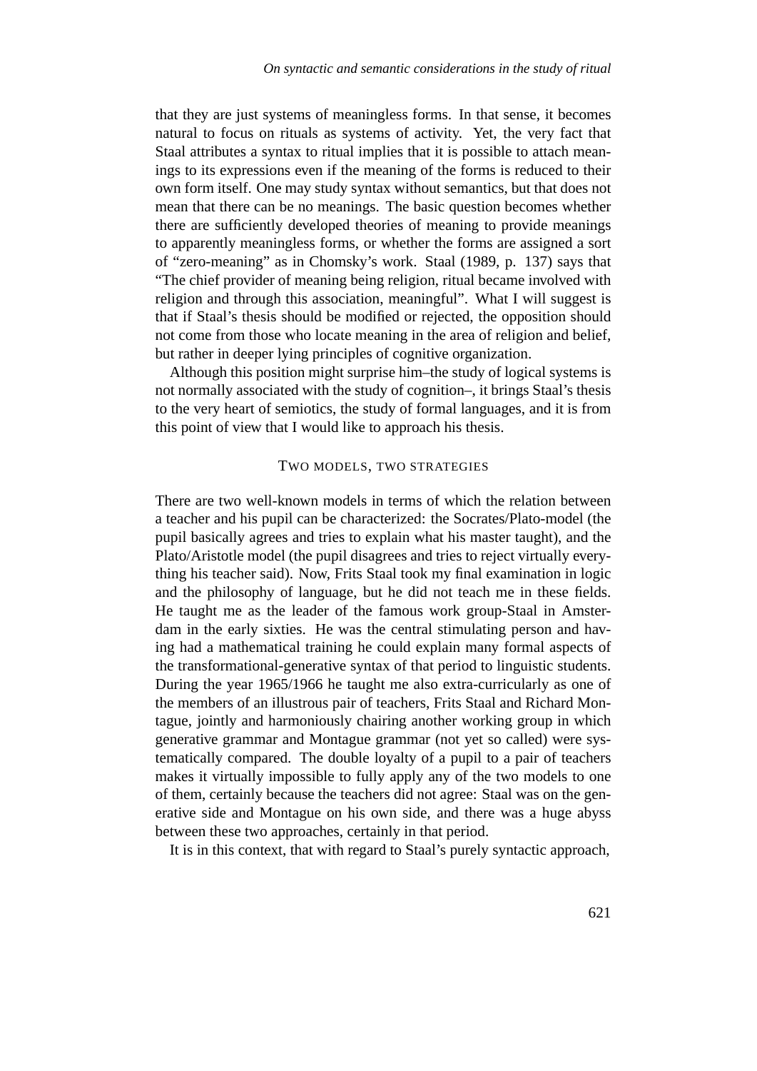that they are just systems of meaningless forms. In that sense, it becomes natural to focus on rituals as systems of activity. Yet, the very fact that Staal attributes a syntax to ritual implies that it is possible to attach meanings to its expressions even if the meaning of the forms is reduced to their own form itself. One may study syntax without semantics, but that does not mean that there can be no meanings. The basic question becomes whether there are sufficiently developed theories of meaning to provide meanings to apparently meaningless forms, or whether the forms are assigned a sort of "zero-meaning" as in Chomsky's work. Staal (1989, p. 137) says that "The chief provider of meaning being religion, ritual became involved with religion and through this association, meaningful". What I will suggest is that if Staal's thesis should be modified or rejected, the opposition should not come from those who locate meaning in the area of religion and belief, but rather in deeper lying principles of cognitive organization.

Although this position might surprise him–the study of logical systems is not normally associated with the study of cognition–, it brings Staal's thesis to the very heart of semiotics, the study of formal languages, and it is from this point of view that I would like to approach his thesis.

## TWO MODELS, TWO STRATEGIES

There are two well-known models in terms of which the relation between a teacher and his pupil can be characterized: the Socrates/Plato-model (the pupil basically agrees and tries to explain what his master taught), and the Plato/Aristotle model (the pupil disagrees and tries to reject virtually everything his teacher said). Now, Frits Staal took my final examination in logic and the philosophy of language, but he did not teach me in these fields. He taught me as the leader of the famous work group-Staal in Amsterdam in the early sixties. He was the central stimulating person and having had a mathematical training he could explain many formal aspects of the transformational-generative syntax of that period to linguistic students. During the year 1965/1966 he taught me also extra-curricularly as one of the members of an illustrous pair of teachers, Frits Staal and Richard Montague, jointly and harmoniously chairing another working group in which generative grammar and Montague grammar (not yet so called) were systematically compared. The double loyalty of a pupil to a pair of teachers makes it virtually impossible to fully apply any of the two models to one of them, certainly because the teachers did not agree: Staal was on the generative side and Montague on his own side, and there was a huge abyss between these two approaches, certainly in that period.

It is in this context, that with regard to Staal's purely syntactic approach,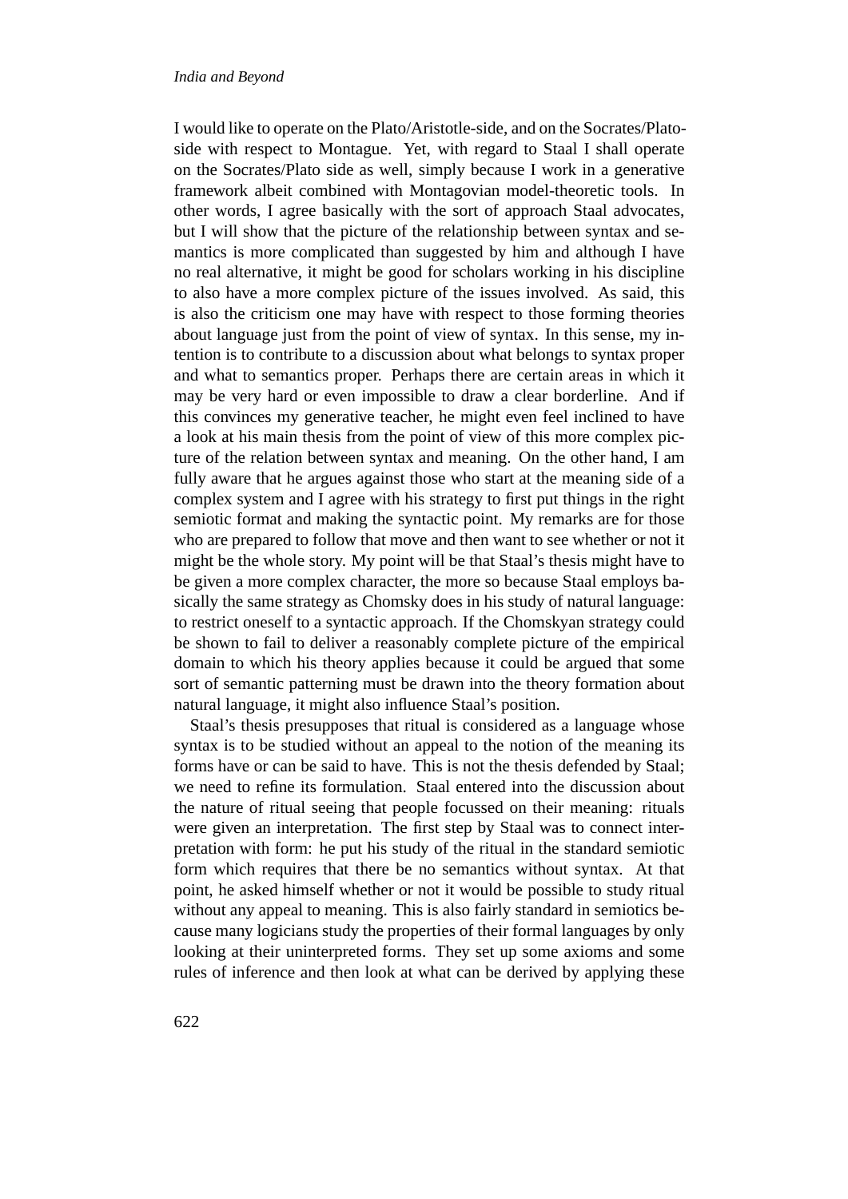I would like to operate on the Plato/Aristotle-side, and on the Socrates/Plato-side with respect to Montague. Yet, with regard to Staal I shall operate on the Socrates/Plato side as well, simply because I work in a generative framework albeit combined with Montagovian model-theoretic tools. In other words, I agree basically with the sort of approach Staal advocates, but I will show that the picture of the relationship between syntax and semantics is more complicated than suggested by him and although I have no real alternative, it might be good for scholars working in his discipline to also have a more complex picture of the issues involved. As said, this is also the criticism one may have with respect to those forming theories about language just from the point of view of syntax. In this sense, my intention is to contribute to a discussion about what belongs to syntax proper and what to semantics proper. Perhaps there are certain areas in which it may be very hard or even impossible to draw a clear borderline. And if this convinces my generative teacher, he might even feel inclined to have a look at his main thesis from the point of view of this more complex picture of the relation between syntax and meaning. On the other hand, I am fully aware that he argues against those who start at the meaning side of a complex system and I agree with his strategy to first put things in the right semiotic format and making the syntactic point. My remarks are for those who are prepared to follow that move and then want to see whether or not it might be the whole story. My point will be that Staal's thesis might have to be given a more complex character, the more so because Staal employs basically the same strategy as Chomsky does in his study of natural language: to restrict oneself to a syntactic approach. If the Chomskyan strategy could be shown to fail to deliver a reasonably complete picture of the empirical domain to which his theory applies because it could be argued that some sort of semantic patterning must be drawn into the theory formation about natural language, it might also influence Staal's position.

Staal's thesis presupposes that ritual is considered as a language whose syntax is to be studied without an appeal to the notion of the meaning its forms have or can be said to have. This is not the thesis defended by Staal; we need to refine its formulation. Staal entered into the discussion about the nature of ritual seeing that people focussed on their meaning: rituals were given an interpretation. The first step by Staal was to connect interpretation with form: he put his study of the ritual in the standard semiotic form which requires that there be no semantics without syntax. At that point, he asked himself whether or not it would be possible to study ritual without any appeal to meaning. This is also fairly standard in semiotics because many logicians study the properties of their formal languages by only looking at their uninterpreted forms. They set up some axioms and some rules of inference and then look at what can be derived by applying these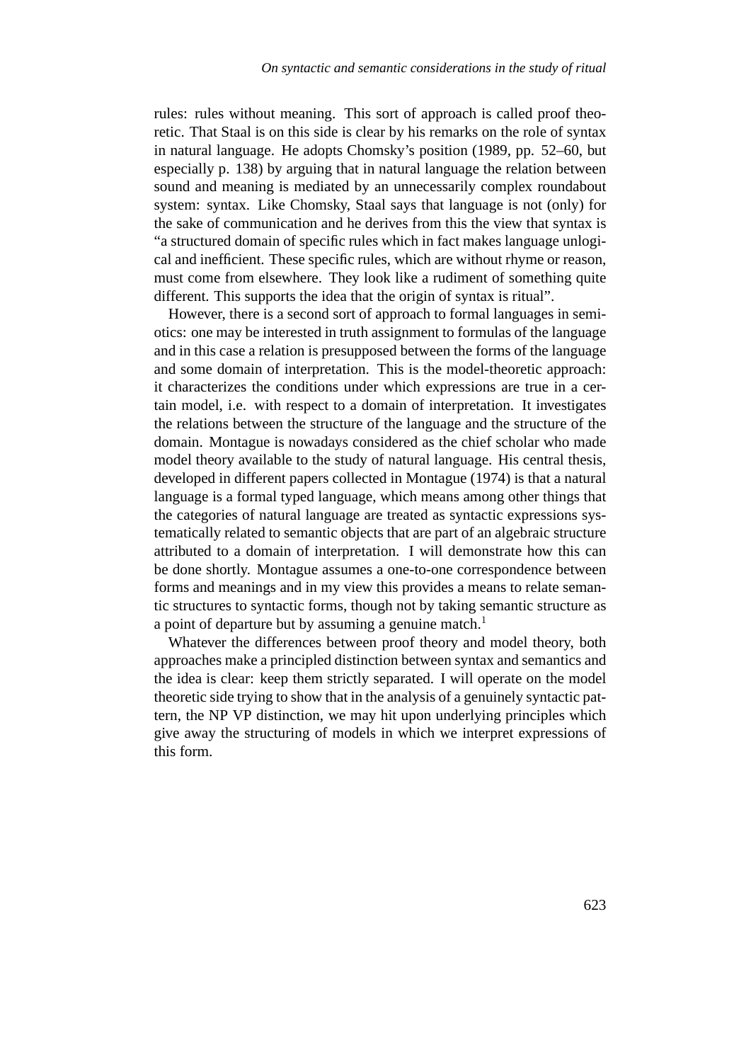rules: rules without meaning. This sort of approach is called proof theoretic. That Staal is on this side is clear by his remarks on the role of syntax in natural language. He adopts Chomsky's position (1989, pp. 52–60, but especially p. 138) by arguing that in natural language the relation between sound and meaning is mediated by an unnecessarily complex roundabout system: syntax. Like Chomsky, Staal says that language is not (only) for the sake of communication and he derives from this the view that syntax is "a structured domain of specific rules which in fact makes language unlogical and inefficient. These specific rules, which are without rhyme or reason, must come from elsewhere. They look like a rudiment of something quite different. This supports the idea that the origin of syntax is ritual".

However, there is a second sort of approach to formal languages in semiotics: one may be interested in truth assignment to formulas of the language and in this case a relation is presupposed between the forms of the language and some domain of interpretation. This is the model-theoretic approach: it characterizes the conditions under which expressions are true in a certain model, i.e. with respect to a domain of interpretation. It investigates the relations between the structure of the language and the structure of the domain. Montague is nowadays considered as the chief scholar who made model theory available to the study of natural language. His central thesis, developed in different papers collected in Montague (1974) is that a natural language is a formal typed language, which means among other things that the categories of natural language are treated as syntactic expressions systematically related to semantic objects that are part of an algebraic structure attributed to a domain of interpretation. I will demonstrate how this can be done shortly. Montague assumes a one-to-one correspondence between forms and meanings and in my view this provides a means to relate semantic structures to syntactic forms, though not by taking semantic structure as a point of departure but by assuming a genuine match.[1]

Whatever the differences between proof theory and model theory, both approaches make a principled distinction between syntax and semantics and the idea is clear: keep them strictly separated. I will operate on the model theoretic side trying to show that in the analysis of a genuinely syntactic pattern, the NP VP distinction, we may hit upon underlying principles which give away the structuring of models in which we interpret expressions of this form.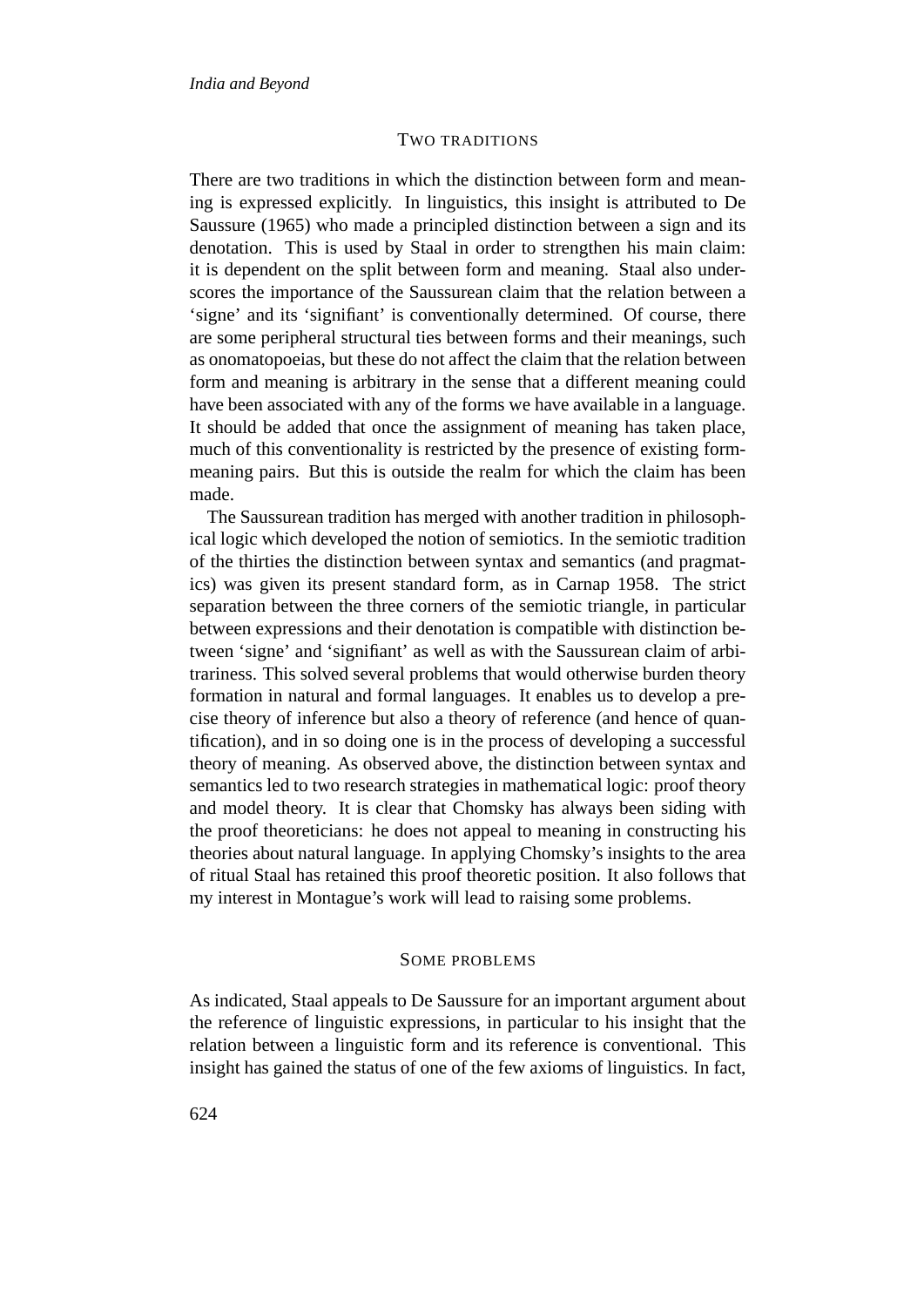## Two traditions

There are two traditions in which the distinction between form and meaning is expressed explicitly. In linguistics, this insight is attributed to De Saussure (1965) who made a principled distinction between a sign and its denotation. This is used by Staal in order to strengthen his main claim: it is dependent on the split between form and meaning. Staal also underscores the importance of the Saussurean claim that the relation between a 'signe' and its 'signifiant' is conventionally determined. Of course, there are some peripheral structural ties between forms and their meanings, such as onomatopoeias, but these do not affect the claim that the relation between form and meaning is arbitrary in the sense that a different meaning could have been associated with any of the forms we have available in a language. It should be added that once the assignment of meaning has taken place, much of this conventionality is restricted by the presence of existing form-meaning pairs. But this is outside the realm for which the claim has been made.

The Saussurean tradition has merged with another tradition in philosophical logic which developed the notion of semiotics. In the semiotic tradition of the thirties the distinction between syntax and semantics (and pragmatics) was given its present standard form, as in Carnap 1958. The strict separation between the three corners of the semiotic triangle, in particular between expressions and their denotation is compatible with distinction between 'signe' and 'signifiant' as well as with the Saussurean claim of arbitrariness. This solved several problems that would otherwise burden theory formation in natural and formal languages. It enables us to develop a precise theory of inference but also a theory of reference (and hence of quantification), and in so doing one is in the process of developing a successful theory of meaning. As observed above, the distinction between syntax and semantics led to two research strategies in mathematical logic: proof theory and model theory. It is clear that Chomsky has always been siding with the proof theoreticians: he does not appeal to meaning in constructing his theories about natural language. In applying Chomsky's insights to the area of ritual Staal has retained this proof theoretic position. It also follows that my interest in Montague's work will lead to raising some problems.

## Some problems

As indicated, Staal appeals to De Saussure for an important argument about the reference of linguistic expressions, in particular to his insight that the relation between a linguistic form and its reference is conventional. This insight has gained the status of one of the few axioms of linguistics. In fact,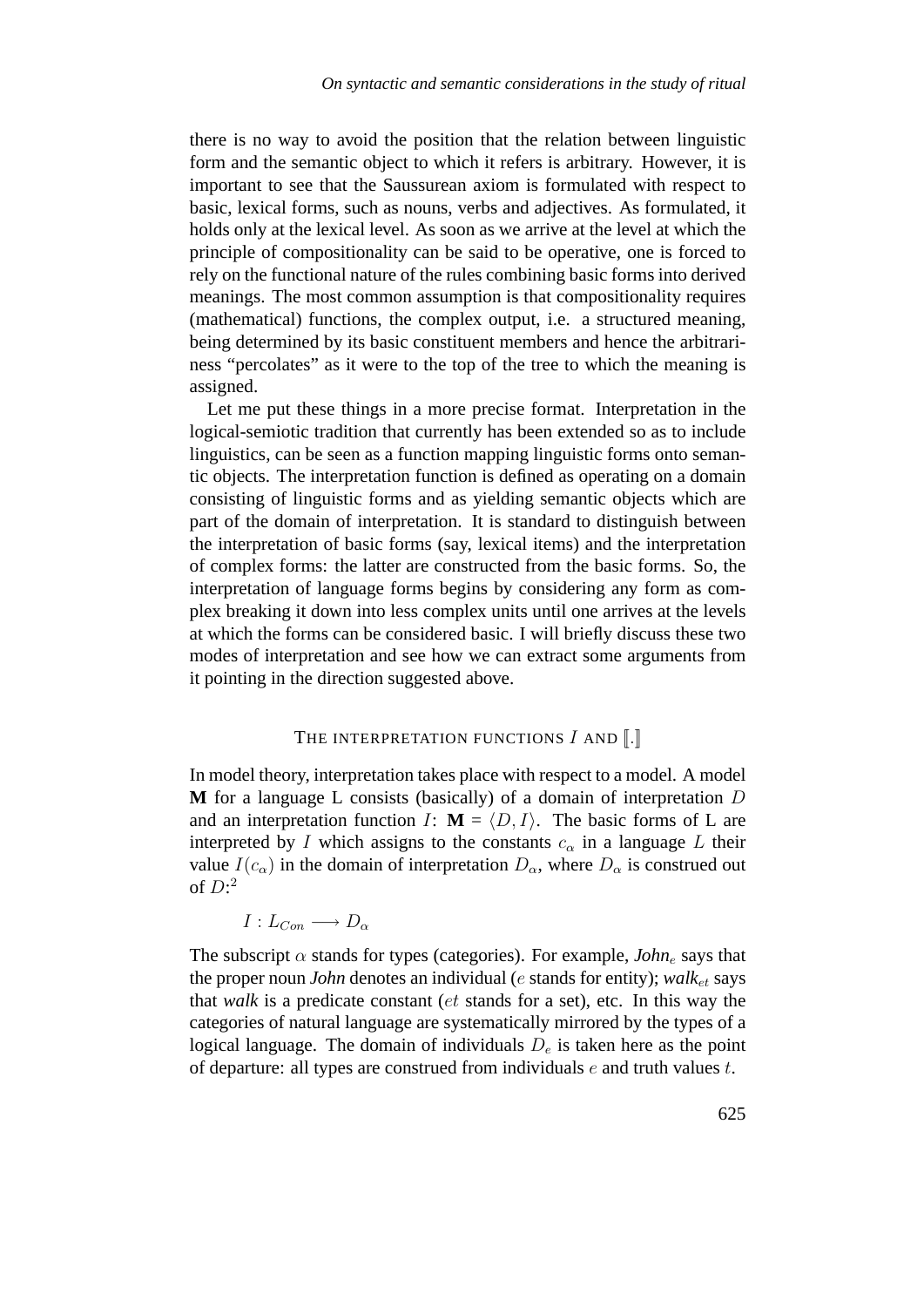there is no way to avoid the position that the relation between linguistic form and the semantic object to which it refers is arbitrary. However, it is important to see that the Saussurean axiom is formulated with respect to basic, lexical forms, such as nouns, verbs and adjectives. As formulated, it holds only at the lexical level. As soon as we arrive at the level at which the principle of compositionality can be said to be operative, one is forced to rely on the functional nature of the rules combining basic forms into derived meanings. The most common assumption is that compositionality requires (mathematical) functions, the complex output, i.e. a structured meaning, being determined by its basic constituent members and hence the arbitrariness "percolates" as it were to the top of the tree to which the meaning is assigned.

Let me put these things in a more precise format. Interpretation in the logical-semiotic tradition that currently has been extended so as to include linguistics, can be seen as a function mapping linguistic forms onto semantic objects. The interpretation function is defined as operating on a domain consisting of linguistic forms and as yielding semantic objects which are part of the domain of interpretation. It is standard to distinguish between the interpretation of basic forms (say, lexical items) and the interpretation of complex forms: the latter are constructed from the basic forms. So, the interpretation of language forms begins by considering any form as complex breaking it down into less complex units until one arrives at the levels at which the forms can be considered basic. I will briefly discuss these two modes of interpretation and see how we can extract some arguments from it pointing in the direction suggested above.

## THE INTERPRETATION FUNCTIONS $I$ AND $[\![.]\!]$

In model theory, interpretation takes place with respect to a model. A model **M** for a language L consists (basically) of a domain of interpretation $D$ and an interpretation function $I$: **M** = $\langle D, I \rangle$. The basic forms of L are interpreted by $I$ which assigns to the constants $c_\alpha$ in a language $L$ their value $I(c_\alpha)$ in the domain of interpretation $D_\alpha$, where $D_\alpha$ is construed out of $D$:[2]

$$I : L_{Con} \longrightarrow D_\alpha$$

The subscript $\alpha$ stands for types (categories). For example, *John*$_e$ says that the proper noun *John* denotes an individual ($e$ stands for entity); *walk*$_{et}$ says that *walk* is a predicate constant ($et$ stands for a set), etc. In this way the categories of natural language are systematically mirrored by the types of a logical language. The domain of individuals $D_e$ is taken here as the point of departure: all types are construed from individuals $e$ and truth values $t$.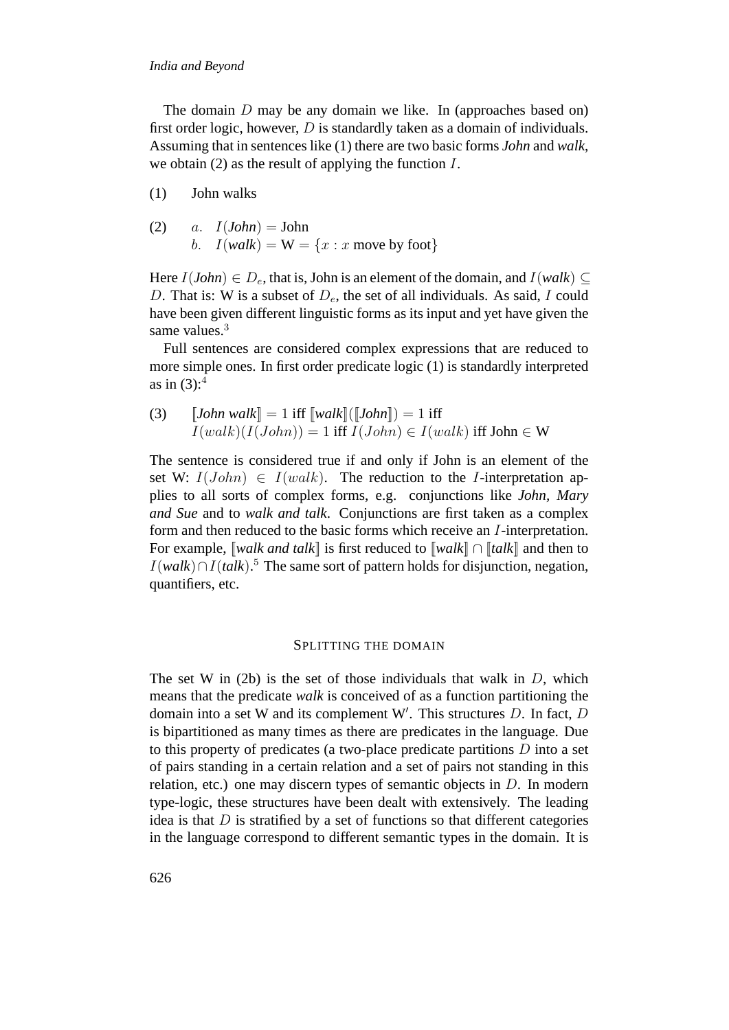The domain $D$ may be any domain we like. In (approaches based on) first order logic, however, $D$ is standardly taken as a domain of individuals. Assuming that in sentences like (1) there are two basic forms *John* and *walk*, we obtain (2) as the result of applying the function $I$.

(1) John walks

(2) a. $I(\textit{John}) = \text{John}$
b. $I(\textit{walk}) = \text{W} = \{x : x \text{ move by foot}\}$

Here $I(\textit{John}) \in D_e$, that is, John is an element of the domain, and $I(\textit{walk}) \subseteq D$. That is: W is a subset of $D_e$, the set of all individuals. As said, $I$ could have been given different linguistic forms as its input and yet have given the same values.[3]

Full sentences are considered complex expressions that are reduced to more simple ones. In first order predicate logic (1) is standardly interpreted as in (3):[4]

(3) $[\![\textit{John walk}]\!] = 1$ iff $[\![\textit{walk}]\!]([\![\textit{John}]\!]) = 1$ iff
$I(walk)(I(John)) = 1$ iff $I(John) \in I(walk)$ iff John $\in$ W

The sentence is considered true if and only if John is an element of the set W: $I(John) \in I(walk)$. The reduction to the $I$-interpretation applies to all sorts of complex forms, e.g. conjunctions like *John, Mary and Sue* and to *walk and talk*. Conjunctions are first taken as a complex form and then reduced to the basic forms which receive an $I$-interpretation. For example, $[\![\textit{walk and talk}]\!]$ is first reduced to $[\![\textit{walk}]\!] \cap [\![\textit{talk}]\!]$ and then to $I(\textit{walk}) \cap I(\textit{talk})$.[5] The same sort of pattern holds for disjunction, negation, quantifiers, etc.

## SPLITTING THE DOMAIN

The set W in (2b) is the set of those individuals that walk in $D$, which means that the predicate *walk* is conceived of as a function partitioning the domain into a set W and its complement W′. This structures $D$. In fact, $D$ is bipartitioned as many times as there are predicates in the language. Due to this property of predicates (a two-place predicate partitions $D$ into a set of pairs standing in a certain relation and a set of pairs not standing in this relation, etc.) one may discern types of semantic objects in $D$. In modern type-logic, these structures have been dealt with extensively. The leading idea is that $D$ is stratified by a set of functions so that different categories in the language correspond to different semantic types in the domain. It is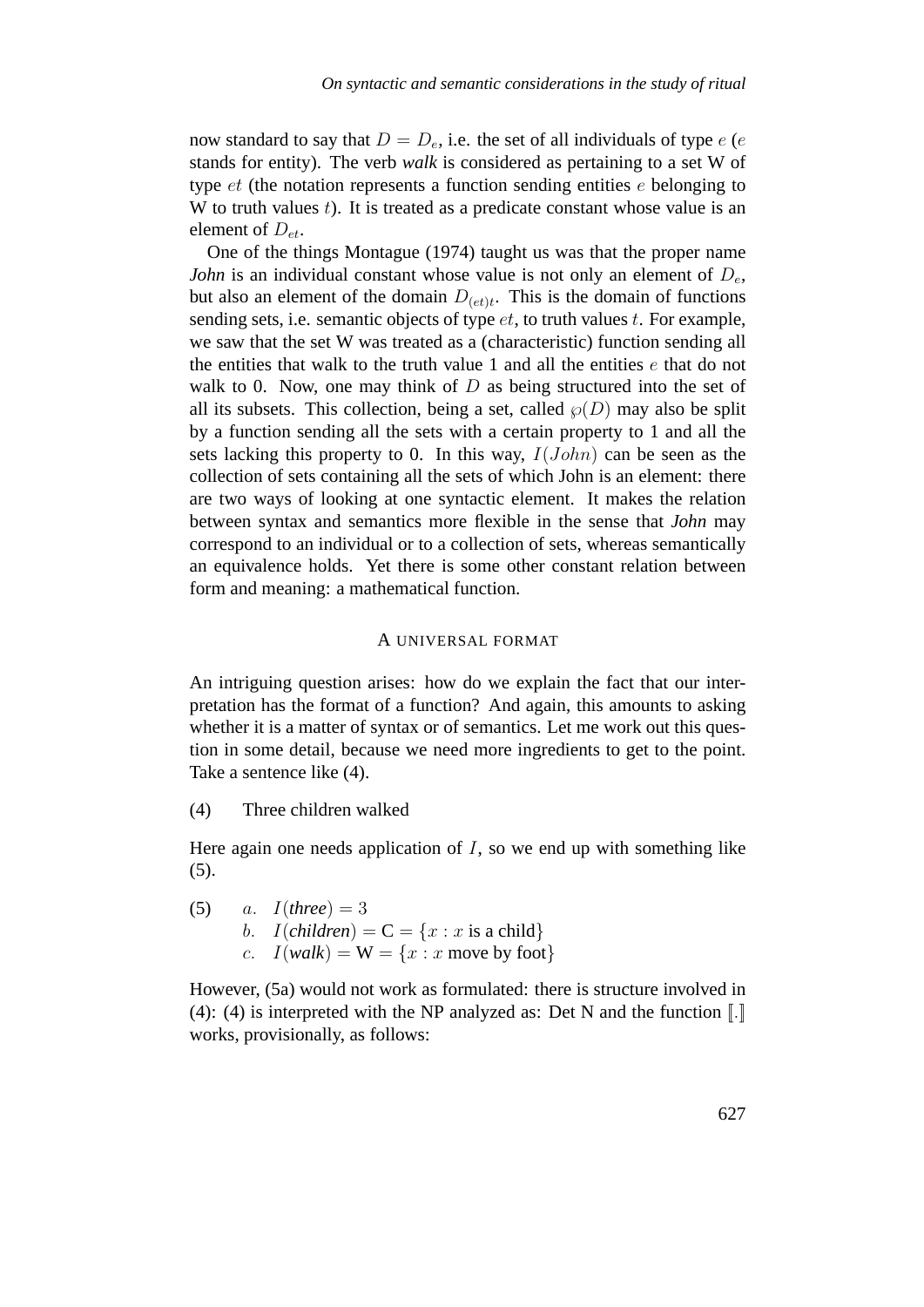now standard to say that $D = D_e$, i.e. the set of all individuals of type $e$ ($e$ stands for entity). The verb *walk* is considered as pertaining to a set W of type $et$ (the notation represents a function sending entities $e$ belonging to W to truth values $t$). It is treated as a predicate constant whose value is an element of $D_{et}$.

One of the things Montague (1974) taught us was that the proper name *John* is an individual constant whose value is not only an element of $D_e$, but also an element of the domain $D_{(et)t}$. This is the domain of functions sending sets, i.e. semantic objects of type $et$, to truth values $t$. For example, we saw that the set W was treated as a (characteristic) function sending all the entities that walk to the truth value 1 and all the entities $e$ that do not walk to 0. Now, one may think of $D$ as being structured into the set of all its subsets. This collection, being a set, called $\wp(D)$ may also be split by a function sending all the sets with a certain property to 1 and all the sets lacking this property to 0. In this way, $I(John)$ can be seen as the collection of sets containing all the sets of which John is an element: there are two ways of looking at one syntactic element. It makes the relation between syntax and semantics more flexible in the sense that *John* may correspond to an individual or to a collection of sets, whereas semantically an equivalence holds. Yet there is some other constant relation between form and meaning: a mathematical function.

## A universal format

An intriguing question arises: how do we explain the fact that our interpretation has the format of a function? And again, this amounts to asking whether it is a matter of syntax or of semantics. Let me work out this question in some detail, because we need more ingredients to get to the point. Take a sentence like (4).

(4) Three children walked

Here again one needs application of $I$, so we end up with something like (5).

(5) $a.$ $I(\textit{three}) = 3$
$b.$ $I(\textit{children}) = \text{C} = \{x : x \text{ is a child}\}$
$c.$ $I(\textit{walk}) = \text{W} = \{x : x \text{ move by foot}\}$

However, (5a) would not work as formulated: there is structure involved in (4): (4) is interpreted with the NP analyzed as: Det N and the function $[\![.]\!]$ works, provisionally, as follows: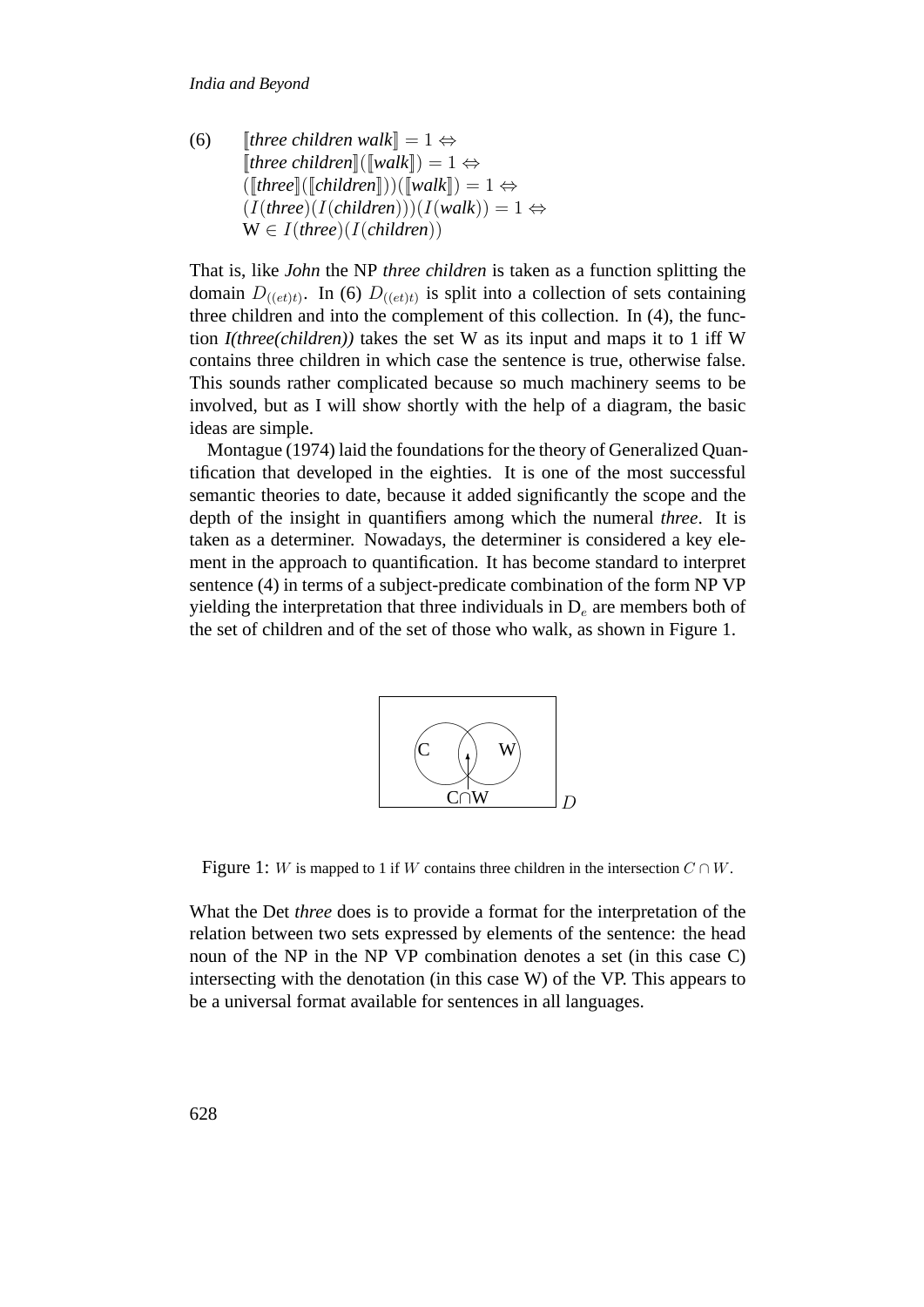(6) $[\![\textit{three children walk}]\!] = 1 \Leftrightarrow$
$[\![\textit{three children}]\!]([\![\textit{walk}]\!]) = 1 \Leftrightarrow$
$([\![\textit{three}]\!]([\![\textit{children}]\!]))([\![\textit{walk}]\!]) = 1 \Leftrightarrow$
$(I(\textit{three})(I(\textit{children})))(I(\textit{walk})) = 1 \Leftrightarrow$
$\mathrm{W} \in I(\textit{three})(I(\textit{children}))$

That is, like *John* the NP *three children* is taken as a function splitting the domain $D_{((et)t)}$. In (6) $D_{((et)t)}$ is split into a collection of sets containing three children and into the complement of this collection. In (4), the function *I(three(children))* takes the set W as its input and maps it to 1 iff W contains three children in which case the sentence is true, otherwise false. This sounds rather complicated because so much machinery seems to be involved, but as I will show shortly with the help of a diagram, the basic ideas are simple.

Montague (1974) laid the foundations for the theory of Generalized Quantification that developed in the eighties. It is one of the most successful semantic theories to date, because it added significantly the scope and the depth of the insight in quantifiers among which the numeral *three*. It is taken as a determiner. Nowadays, the determiner is considered a key element in the approach to quantification. It has become standard to interpret sentence (4) in terms of a subject-predicate combination of the form NP VP yielding the interpretation that three individuals in $D_e$ are members both of the set of children and of the set of those who walk, as shown in Figure 1.

Figure 1: $W$ is mapped to 1 if $W$ contains three children in the intersection $C \cap W$.

What the Det *three* does is to provide a format for the interpretation of the relation between two sets expressed by elements of the sentence: the head noun of the NP in the NP VP combination denotes a set (in this case C) intersecting with the denotation (in this case W) of the VP. This appears to be a universal format available for sentences in all languages.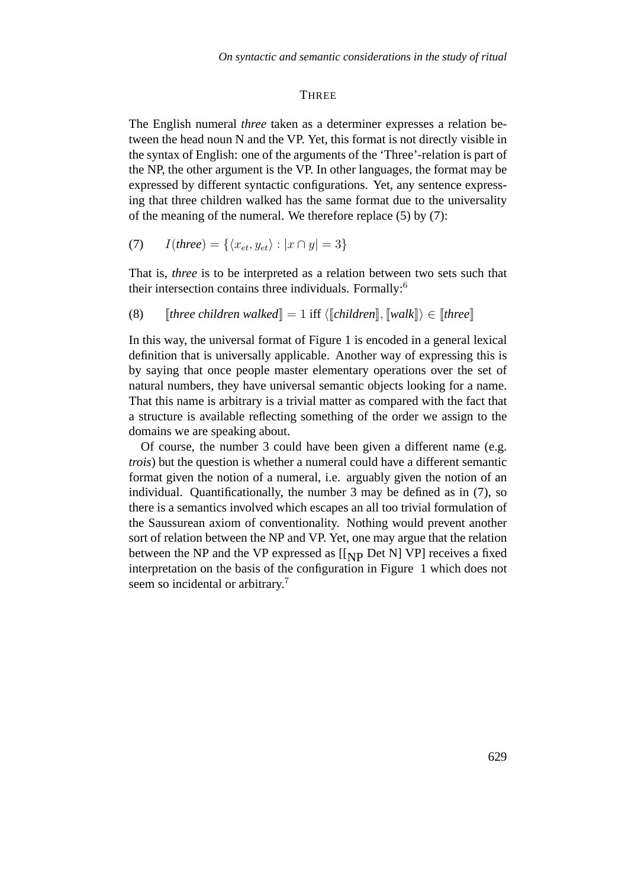## THREE

The English numeral *three* taken as a determiner expresses a relation between the head noun N and the VP. Yet, this format is not directly visible in the syntax of English: one of the arguments of the 'Three'-relation is part of the NP, the other argument is the VP. In other languages, the format may be expressed by different syntactic configurations. Yet, any sentence expressing that three children walked has the same format due to the universality of the meaning of the numeral. We therefore replace (5) by (7):

(7) $I(\textit{three}) = \{\langle x_{et}, y_{et}\rangle : |x \cap y| = 3\}$

That is, *three* is to be interpreted as a relation between two sets such that their intersection contains three individuals. Formally:[6]

(8) $[\![\textit{three children walked}]\!] = 1$ iff $\langle [\![\textit{children}]\!], [\![\textit{walk}]\!]\rangle \in [\![\textit{three}]\!]$

In this way, the universal format of Figure 1 is encoded in a general lexical definition that is universally applicable. Another way of expressing this is by saying that once people master elementary operations over the set of natural numbers, they have universal semantic objects looking for a name. That this name is arbitrary is a trivial matter as compared with the fact that a structure is available reflecting something of the order we assign to the domains we are speaking about.

Of course, the number 3 could have been given a different name (e.g. *trois*) but the question is whether a numeral could have a different semantic format given the notion of a numeral, i.e. arguably given the notion of an individual. Quantificationally, the number 3 may be defined as in (7), so there is a semantics involved which escapes an all too trivial formulation of the Saussurean axiom of conventionality. Nothing would prevent another sort of relation between the NP and VP. Yet, one may argue that the relation between the NP and the VP expressed as $[[_{\text{NP}}$ Det N] VP] receives a fixed interpretation on the basis of the configuration in Figure 1 which does not seem so incidental or arbitrary.[7]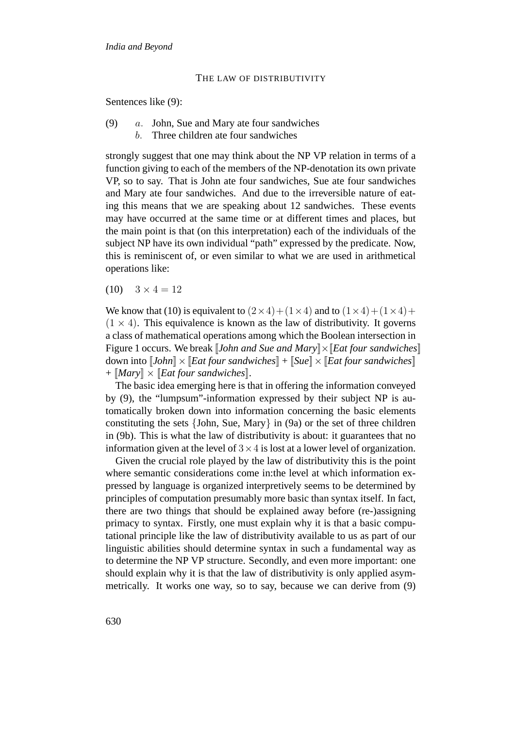## THE LAW OF DISTRIBUTIVITY

Sentences like (9):

(9) *a.* John, Sue and Mary ate four sandwiches
*b.* Three children ate four sandwiches

strongly suggest that one may think about the NP VP relation in terms of a function giving to each of the members of the NP-denotation its own private VP, so to say. That is John ate four sandwiches, Sue ate four sandwiches and Mary ate four sandwiches. And due to the irreversible nature of eating this means that we are speaking about 12 sandwiches. These events may have occurred at the same time or at different times and places, but the main point is that (on this interpretation) each of the individuals of the subject NP have its own individual "path" expressed by the predicate. Now, this is reminiscent of, or even similar to what we are used in arithmetical operations like:

(10) $3 \times 4 = 12$

We know that (10) is equivalent to $(2 \times 4) + (1 \times 4)$ and to $(1 \times 4) + (1 \times 4) + (1 \times 4)$. This equivalence is known as the law of distributivity. It governs a class of mathematical operations among which the Boolean intersection in Figure 1 occurs. We break ⟦*John and Sue and Mary*⟧ × ⟦*Eat four sandwiches*⟧ down into ⟦*John*⟧ × ⟦*Eat four sandwiches*⟧ + ⟦*Sue*⟧ × ⟦*Eat four sandwiches*⟧ + ⟦*Mary*⟧ × ⟦*Eat four sandwiches*⟧.

The basic idea emerging here is that in offering the information conveyed by (9), the "lumpsum"-information expressed by their subject NP is automatically broken down into information concerning the basic elements constituting the sets {John, Sue, Mary} in (9a) or the set of three children in (9b). This is what the law of distributivity is about: it guarantees that no information given at the level of $3 \times 4$ is lost at a lower level of organization.

Given the crucial role played by the law of distributivity this is the point where semantic considerations come in:the level at which information expressed by language is organized interpretively seems to be determined by principles of computation presumably more basic than syntax itself. In fact, there are two things that should be explained away before (re-)assigning primacy to syntax. Firstly, one must explain why it is that a basic computational principle like the law of distributivity available to us as part of our linguistic abilities should determine syntax in such a fundamental way as to determine the NP VP structure. Secondly, and even more important: one should explain why it is that the law of distributivity is only applied asymmetrically. It works one way, so to say, because we can derive from (9)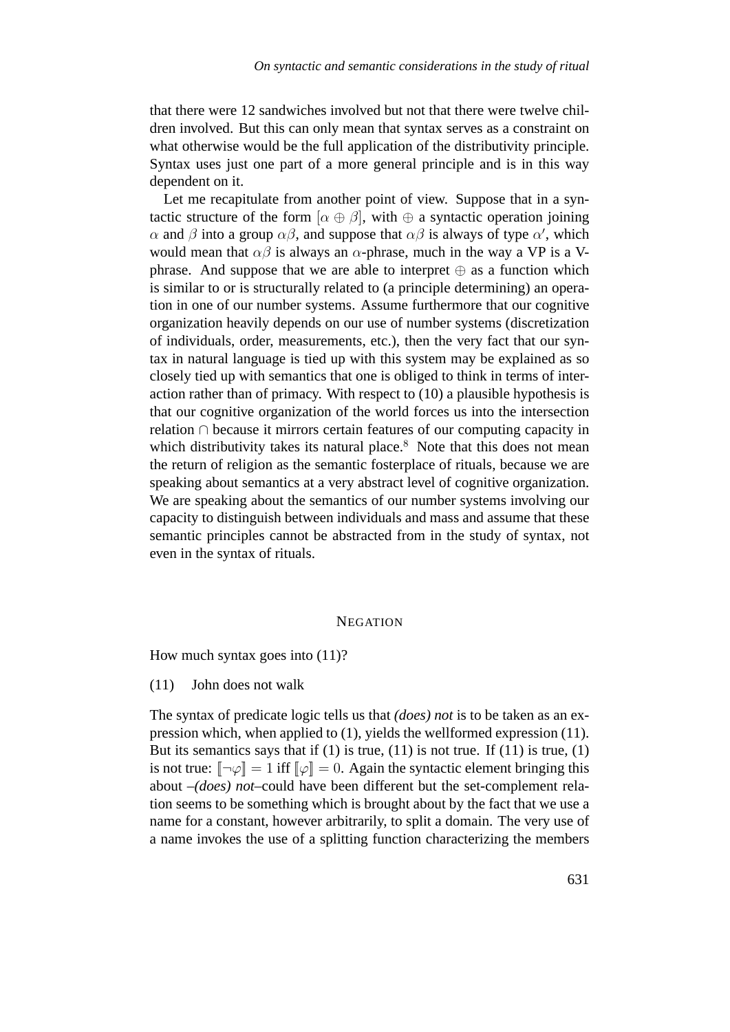that there were 12 sandwiches involved but not that there were twelve children involved. But this can only mean that syntax serves as a constraint on what otherwise would be the full application of the distributivity principle. Syntax uses just one part of a more general principle and is in this way dependent on it.

Let me recapitulate from another point of view. Suppose that in a syntactic structure of the form $[\alpha \oplus \beta]$, with $\oplus$ a syntactic operation joining $\alpha$ and $\beta$ into a group $\alpha\beta$, and suppose that $\alpha\beta$ is always of type $\alpha'$, which would mean that $\alpha\beta$ is always an $\alpha$-phrase, much in the way a VP is a V-phrase. And suppose that we are able to interpret $\oplus$ as a function which is similar to or is structurally related to (a principle determining) an operation in one of our number systems. Assume furthermore that our cognitive organization heavily depends on our use of number systems (discretization of individuals, order, measurements, etc.), then the very fact that our syntax in natural language is tied up with this system may be explained as so closely tied up with semantics that one is obliged to think in terms of interaction rather than of primacy. With respect to (10) a plausible hypothesis is that our cognitive organization of the world forces us into the intersection relation $\cap$ because it mirrors certain features of our computing capacity in which distributivity takes its natural place.[8] Note that this does not mean the return of religion as the semantic fosterplace of rituals, because we are speaking about semantics at a very abstract level of cognitive organization. We are speaking about the semantics of our number systems involving our capacity to distinguish between individuals and mass and assume that these semantic principles cannot be abstracted from in the study of syntax, not even in the syntax of rituals.

## NEGATION

How much syntax goes into (11)?

(11) John does not walk

The syntax of predicate logic tells us that *(does) not* is to be taken as an expression which, when applied to (1), yields the wellformed expression (11). But its semantics says that if (1) is true, (11) is not true. If (11) is true, (1) is not true: $[\![\neg\varphi]\!] = 1$ iff $[\![\varphi]\!] = 0$. Again the syntactic element bringing this about –*(does) not*–could have been different but the set-complement relation seems to be something which is brought about by the fact that we use a name for a constant, however arbitrarily, to split a domain. The very use of a name invokes the use of a splitting function characterizing the members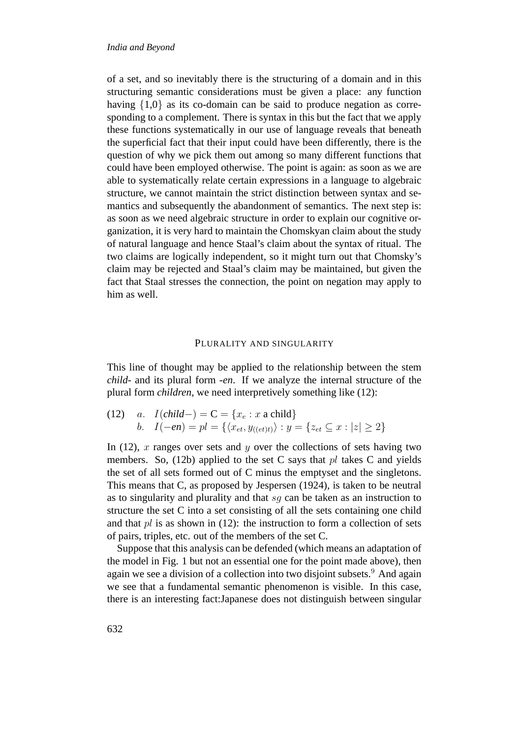of a set, and so inevitably there is the structuring of a domain and in this structuring semantic considerations must be given a place: any function having {1,0} as its co-domain can be said to produce negation as corresponding to a complement. There is syntax in this but the fact that we apply these functions systematically in our use of language reveals that beneath the superficial fact that their input could have been differently, there is the question of why we pick them out among so many different functions that could have been employed otherwise. The point is again: as soon as we are able to systematically relate certain expressions in a language to algebraic structure, we cannot maintain the strict distinction between syntax and semantics and subsequently the abandonment of semantics. The next step is: as soon as we need algebraic structure in order to explain our cognitive organization, it is very hard to maintain the Chomskyan claim about the study of natural language and hence Staal's claim about the syntax of ritual. The two claims are logically independent, so it might turn out that Chomsky's claim may be rejected and Staal's claim may be maintained, but given the fact that Staal stresses the connection, the point on negation may apply to him as well.

## PLURALITY AND SINGULARITY

This line of thought may be applied to the relationship between the stem *child-* and its plural form *-en*. If we analyze the internal structure of the plural form *children*, we need interpretively something like (12):

(12) $a.\ \ I(\textit{child}-) = \mathrm{C} = \{x_e : x \text{ a child}\}$
     $b.\ \ I(-\textit{en}) = pl = \{\langle x_{et}, y_{((et)t)}\rangle : y = \{z_{et} \subseteq x : |z| \geq 2\}$

In (12), $x$ ranges over sets and $y$ over the collections of sets having two members. So, (12b) applied to the set C says that $pl$ takes C and yields the set of all sets formed out of C minus the emptyset and the singletons. This means that C, as proposed by Jespersen (1924), is taken to be neutral as to singularity and plurality and that $sg$ can be taken as an instruction to structure the set C into a set consisting of all the sets containing one child and that $pl$ is as shown in (12): the instruction to form a collection of sets of pairs, triples, etc. out of the members of the set C.

Suppose that this analysis can be defended (which means an adaptation of the model in Fig. 1 but not an essential one for the point made above), then again we see a division of a collection into two disjoint subsets.[9] And again we see that a fundamental semantic phenomenon is visible. In this case, there is an interesting fact:Japanese does not distinguish between singular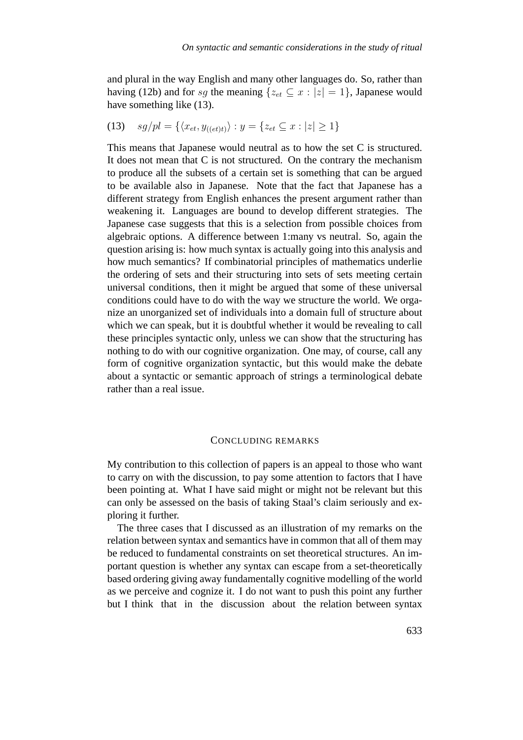and plural in the way English and many other languages do. So, rather than having (12b) and for $sg$ the meaning $\{z_{et} \subseteq x : |z| = 1\}$, Japanese would have something like (13).

(13) $sg/pl = \{\langle x_{et}, y_{((et)t)}\rangle : y = \{z_{et} \subseteq x : |z| \geq 1\}$

This means that Japanese would neutral as to how the set C is structured. It does not mean that C is not structured. On the contrary the mechanism to produce all the subsets of a certain set is something that can be argued to be available also in Japanese. Note that the fact that Japanese has a different strategy from English enhances the present argument rather than weakening it. Languages are bound to develop different strategies. The Japanese case suggests that this is a selection from possible choices from algebraic options. A difference between 1:many vs neutral. So, again the question arising is: how much syntax is actually going into this analysis and how much semantics? If combinatorial principles of mathematics underlie the ordering of sets and their structuring into sets of sets meeting certain universal conditions, then it might be argued that some of these universal conditions could have to do with the way we structure the world. We organize an unorganized set of individuals into a domain full of structure about which we can speak, but it is doubtful whether it would be revealing to call these principles syntactic only, unless we can show that the structuring has nothing to do with our cognitive organization. One may, of course, call any form of cognitive organization syntactic, but this would make the debate about a syntactic or semantic approach of strings a terminological debate rather than a real issue.

## CONCLUDING REMARKS

My contribution to this collection of papers is an appeal to those who want to carry on with the discussion, to pay some attention to factors that I have been pointing at. What I have said might or might not be relevant but this can only be assessed on the basis of taking Staal's claim seriously and exploring it further.

The three cases that I discussed as an illustration of my remarks on the relation between syntax and semantics have in common that all of them may be reduced to fundamental constraints on set theoretical structures. An important question is whether any syntax can escape from a set-theoretically based ordering giving away fundamentally cognitive modelling of the world as we perceive and cognize it. I do not want to push this point any further but I think that in the discussion about the relation between syntax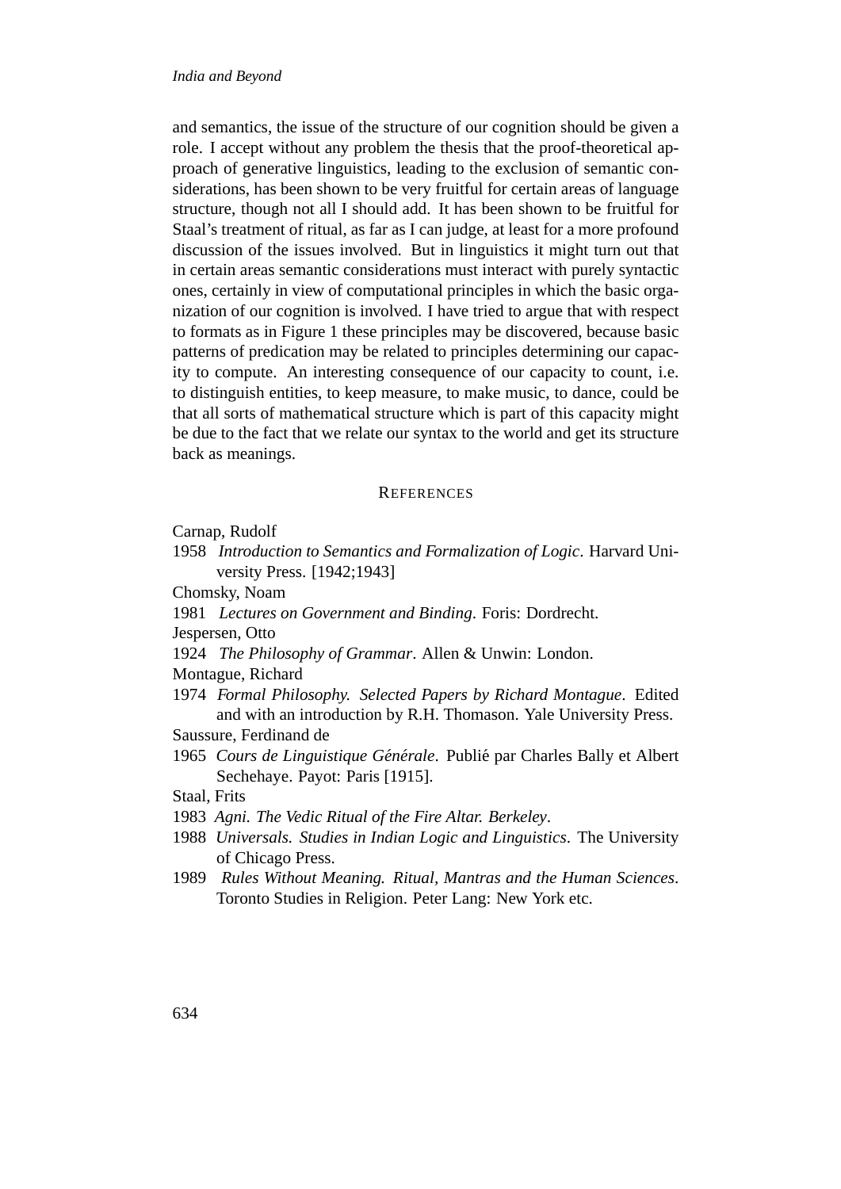and semantics, the issue of the structure of our cognition should be given a role. I accept without any problem the thesis that the proof-theoretical approach of generative linguistics, leading to the exclusion of semantic considerations, has been shown to be very fruitful for certain areas of language structure, though not all I should add. It has been shown to be fruitful for Staal's treatment of ritual, as far as I can judge, at least for a more profound discussion of the issues involved. But in linguistics it might turn out that in certain areas semantic considerations must interact with purely syntactic ones, certainly in view of computational principles in which the basic organization of our cognition is involved. I have tried to argue that with respect to formats as in Figure 1 these principles may be discovered, because basic patterns of predication may be related to principles determining our capacity to compute. An interesting consequence of our capacity to count, i.e. to distinguish entities, to keep measure, to make music, to dance, could be that all sorts of mathematical structure which is part of this capacity might be due to the fact that we relate our syntax to the world and get its structure back as meanings.

## REFERENCES

Carnap, Rudolf

1958 *Introduction to Semantics and Formalization of Logic*. Harvard University Press. [1942;1943]

Chomsky, Noam

1981 *Lectures on Government and Binding*. Foris: Dordrecht.

Jespersen, Otto

1924 *The Philosophy of Grammar*. Allen & Unwin: London.

Montague, Richard

1974 *Formal Philosophy. Selected Papers by Richard Montague*. Edited and with an introduction by R.H. Thomason. Yale University Press.

Saussure, Ferdinand de

1965 *Cours de Linguistique Générale*. Publié par Charles Bally et Albert Sechehaye. Payot: Paris [1915].

Staal, Frits

1983 *Agni. The Vedic Ritual of the Fire Altar. Berkeley*.

1988 *Universals. Studies in Indian Logic and Linguistics*. The University of Chicago Press.

1989 *Rules Without Meaning. Ritual, Mantras and the Human Sciences*. Toronto Studies in Religion. Peter Lang: New York etc.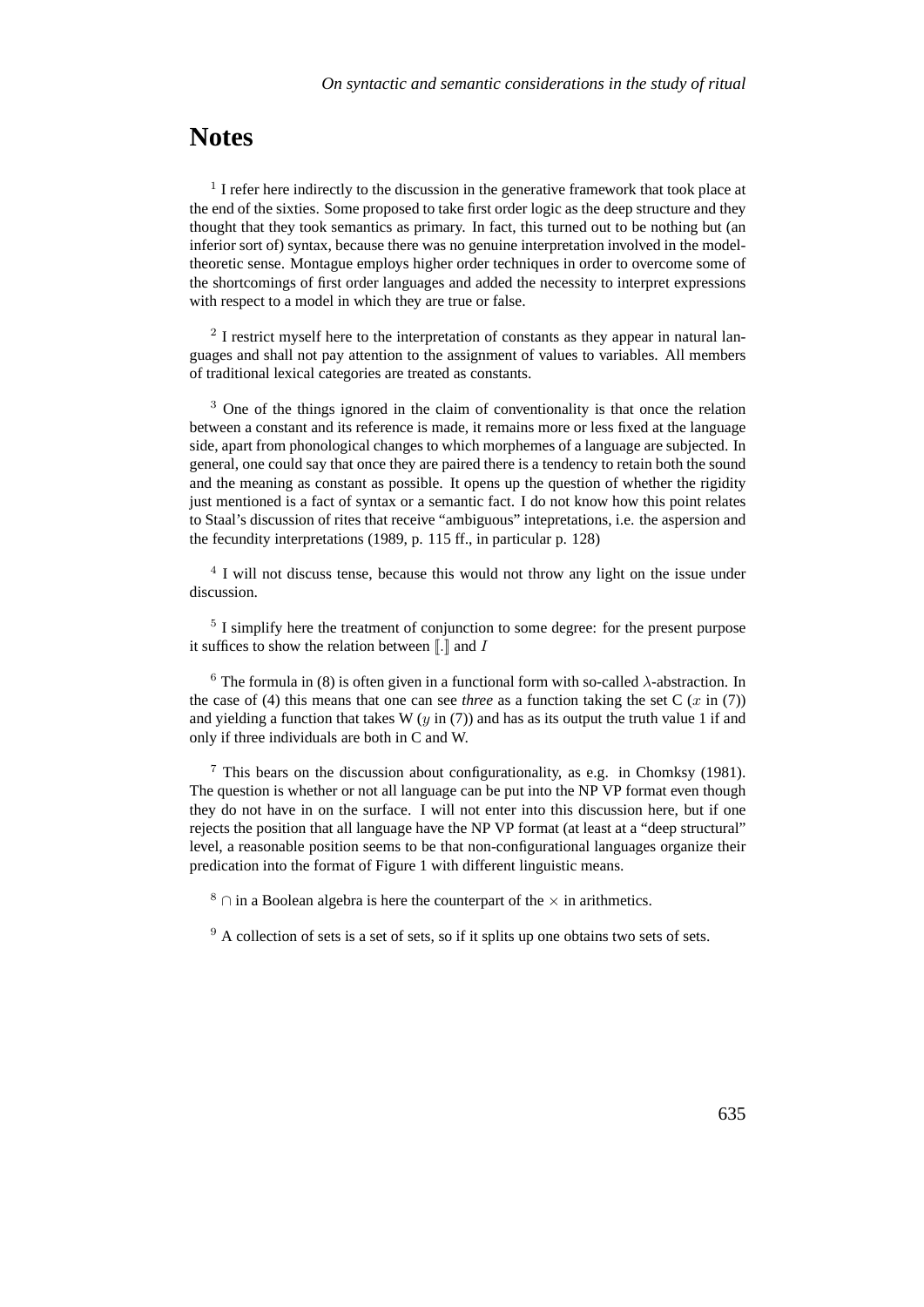# Notes

[1] I refer here indirectly to the discussion in the generative framework that took place at the end of the sixties. Some proposed to take first order logic as the deep structure and they thought that they took semantics as primary. In fact, this turned out to be nothing but (an inferior sort of) syntax, because there was no genuine interpretation involved in the model-theoretic sense. Montague employs higher order techniques in order to overcome some of the shortcomings of first order languages and added the necessity to interpret expressions with respect to a model in which they are true or false.

[2] I restrict myself here to the interpretation of constants as they appear in natural languages and shall not pay attention to the assignment of values to variables. All members of traditional lexical categories are treated as constants.

[3] One of the things ignored in the claim of conventionality is that once the relation between a constant and its reference is made, it remains more or less fixed at the language side, apart from phonological changes to which morphemes of a language are subjected. In general, one could say that once they are paired there is a tendency to retain both the sound and the meaning as constant as possible. It opens up the question of whether the rigidity just mentioned is a fact of syntax or a semantic fact. I do not know how this point relates to Staal's discussion of rites that receive "ambiguous" intepretations, i.e. the aspersion and the fecundity interpretations (1989, p. 115 ff., in particular p. 128)

[4] I will not discuss tense, because this would not throw any light on the issue under discussion.

[5] I simplify here the treatment of conjunction to some degree: for the present purpose it suffices to show the relation between $[\![.]\!]$ and $I$

[6] The formula in (8) is often given in a functional form with so-called $\lambda$-abstraction. In the case of (4) this means that one can see *three* as a function taking the set C ($x$ in (7)) and yielding a function that takes W ($y$ in (7)) and has as its output the truth value 1 if and only if three individuals are both in C and W.

[7] This bears on the discussion about configurationality, as e.g. in Chomksy (1981). The question is whether or not all language can be put into the NP VP format even though they do not have in on the surface. I will not enter into this discussion here, but if one rejects the position that all language have the NP VP format (at least at a "deep structural" level, a reasonable position seems to be that non-configurational languages organize their predication into the format of Figure 1 with different linguistic means.

[8] $\cap$ in a Boolean algebra is here the counterpart of the $\times$ in arithmetics.

[9] A collection of sets is a set of sets, so if it splits up one obtains two sets of sets.